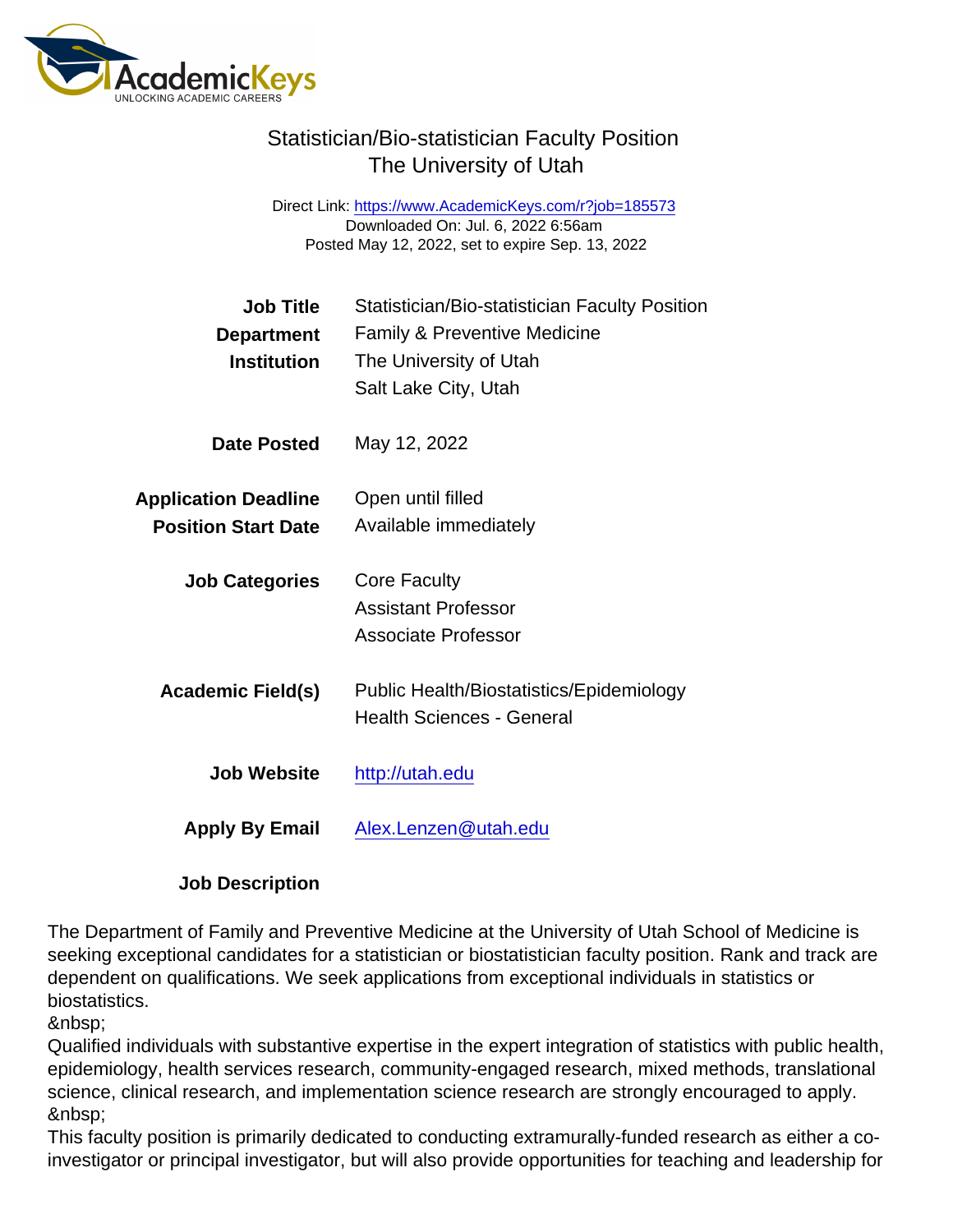# Statistician/Bio-statistician Faculty Position
## The University of Utah

Direct Link: https://www.AcademicKeys.com/r?job=185573
Downloaded On: Jul. 6, 2022 6:56am
Posted May 12, 2022, set to expire Sep. 13, 2022

| | |
|---|---|
| **Job Title** | Statistician/Bio-statistician Faculty Position |
| **Department** | Family & Preventive Medicine |
| **Institution** | The University of Utah<br>Salt Lake City, Utah |
| **Date Posted** | May 12, 2022 |
| **Application Deadline** | Open until filled |
| **Position Start Date** | Available immediately |
| **Job Categories** | Core Faculty<br>Assistant Professor<br>Associate Professor |
| **Academic Field(s)** | Public Health/Biostatistics/Epidemiology<br>Health Sciences - General |
| **Job Website** | http://utah.edu |
| **Apply By Email** | Alex.Lenzen@utah.edu |

**Job Description**

The Department of Family and Preventive Medicine at the University of Utah School of Medicine is seeking exceptional candidates for a statistician or biostatistician faculty position. Rank and track are dependent on qualifications. We seek applications from exceptional individuals in statistics or biostatistics.
&nbsp;
Qualified individuals with substantive expertise in the expert integration of statistics with public health, epidemiology, health services research, community-engaged research, mixed methods, translational science, clinical research, and implementation science research are strongly encouraged to apply.
&nbsp;
This faculty position is primarily dedicated to conducting extramurally-funded research as either a co-investigator or principal investigator, but will also provide opportunities for teaching and leadership for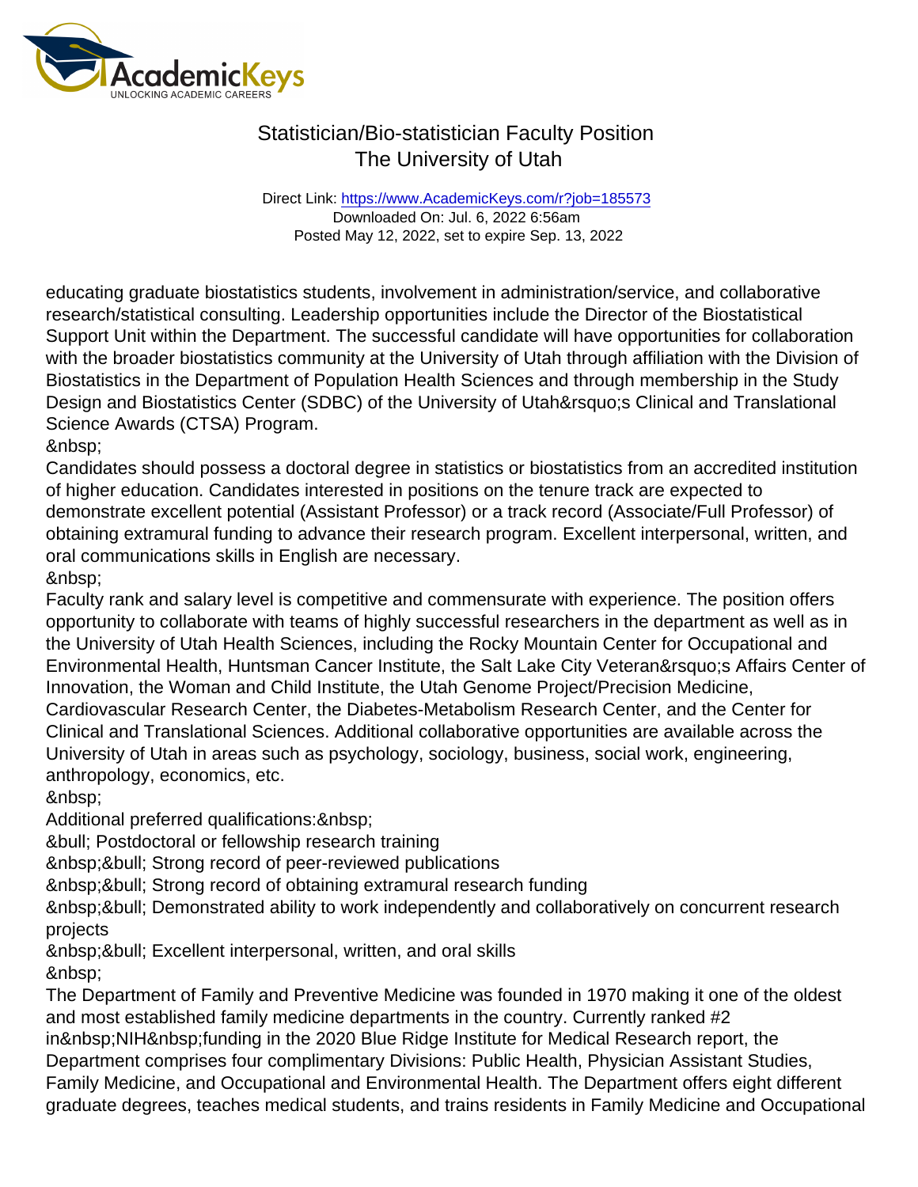educating graduate biostatistics students, involvement in administration/service, and collaborative research/statistical consulting. Leadership opportunities include the Director of the Biostatistical Support Unit within the Department. The successful candidate will have opportunities for collaboration with the broader biostatistics community at the University of Utah through affiliation with the Division of Biostatistics in the Department of Population Health Sciences and through membership in the Study Design and Biostatistics Center (SDBC) of the University of Utah&rsquo;s Clinical and Translational Science Awards (CTSA) Program.
&nbsp;
Candidates should possess a doctoral degree in statistics or biostatistics from an accredited institution of higher education. Candidates interested in positions on the tenure track are expected to demonstrate excellent potential (Assistant Professor) or a track record (Associate/Full Professor) of obtaining extramural funding to advance their research program. Excellent interpersonal, written, and oral communications skills in English are necessary.
&nbsp;
Faculty rank and salary level is competitive and commensurate with experience. The position offers opportunity to collaborate with teams of highly successful researchers in the department as well as in the University of Utah Health Sciences, including the Rocky Mountain Center for Occupational and Environmental Health, Huntsman Cancer Institute, the Salt Lake City Veteran&rsquo;s Affairs Center of Innovation, the Woman and Child Institute, the Utah Genome Project/Precision Medicine, Cardiovascular Research Center, the Diabetes-Metabolism Research Center, and the Center for Clinical and Translational Sciences. Additional collaborative opportunities are available across the University of Utah in areas such as psychology, sociology, business, social work, engineering, anthropology, economics, etc.
&nbsp;
Additional preferred qualifications:&nbsp;
&bull; Postdoctoral or fellowship research training
&nbsp;&bull; Strong record of peer-reviewed publications
&nbsp;&bull; Strong record of obtaining extramural research funding
&nbsp;&bull; Demonstrated ability to work independently and collaboratively on concurrent research projects
&nbsp;&bull; Excellent interpersonal, written, and oral skills
&nbsp;
The Department of Family and Preventive Medicine was founded in 1970 making it one of the oldest and most established family medicine departments in the country. Currently ranked #2 in&nbsp;NIH&nbsp;funding in the 2020 Blue Ridge Institute for Medical Research report, the Department comprises four complimentary Divisions: Public Health, Physician Assistant Studies, Family Medicine, and Occupational and Environmental Health. The Department offers eight different graduate degrees, teaches medical students, and trains residents in Family Medicine and Occupational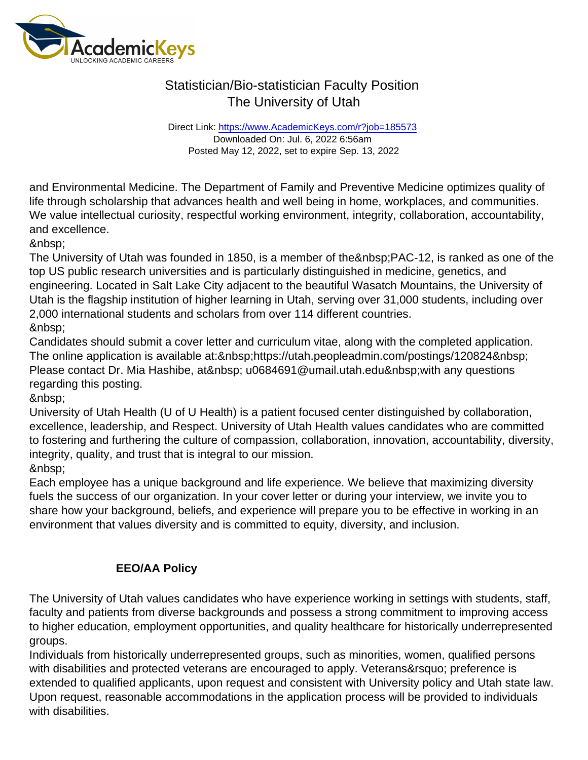and Environmental Medicine. The Department of Family and Preventive Medicine optimizes quality of life through scholarship that advances health and well being in home, workplaces, and communities. We value intellectual curiosity, respectful working environment, integrity, collaboration, accountability, and excellence.

&nbsp;

The University of Utah was founded in 1850, is a member of the&nbsp;PAC-12, is ranked as one of the top US public research universities and is particularly distinguished in medicine, genetics, and engineering. Located in Salt Lake City adjacent to the beautiful Wasatch Mountains, the University of Utah is the flagship institution of higher learning in Utah, serving over 31,000 students, including over 2,000 international students and scholars from over 114 different countries.

&nbsp;

Candidates should submit a cover letter and curriculum vitae, along with the completed application. The online application is available at:&nbsp;https://utah.peopleadmin.com/postings/120824&nbsp; Please contact Dr. Mia Hashibe, at&nbsp; u0684691@umail.utah.edu&nbsp;with any questions regarding this posting.

&nbsp;

University of Utah Health (U of U Health) is a patient focused center distinguished by collaboration, excellence, leadership, and Respect. University of Utah Health values candidates who are committed to fostering and furthering the culture of compassion, collaboration, innovation, accountability, diversity, integrity, quality, and trust that is integral to our mission.

&nbsp;

Each employee has a unique background and life experience. We believe that maximizing diversity fuels the success of our organization. In your cover letter or during your interview, we invite you to share how your background, beliefs, and experience will prepare you to be effective in working in an environment that values diversity and is committed to equity, diversity, and inclusion.

**EEO/AA Policy**

The University of Utah values candidates who have experience working in settings with students, staff, faculty and patients from diverse backgrounds and possess a strong commitment to improving access to higher education, employment opportunities, and quality healthcare for historically underrepresented groups.

Individuals from historically underrepresented groups, such as minorities, women, qualified persons with disabilities and protected veterans are encouraged to apply. Veterans&rsquo; preference is extended to qualified applicants, upon request and consistent with University policy and Utah state law. Upon request, reasonable accommodations in the application process will be provided to individuals with disabilities.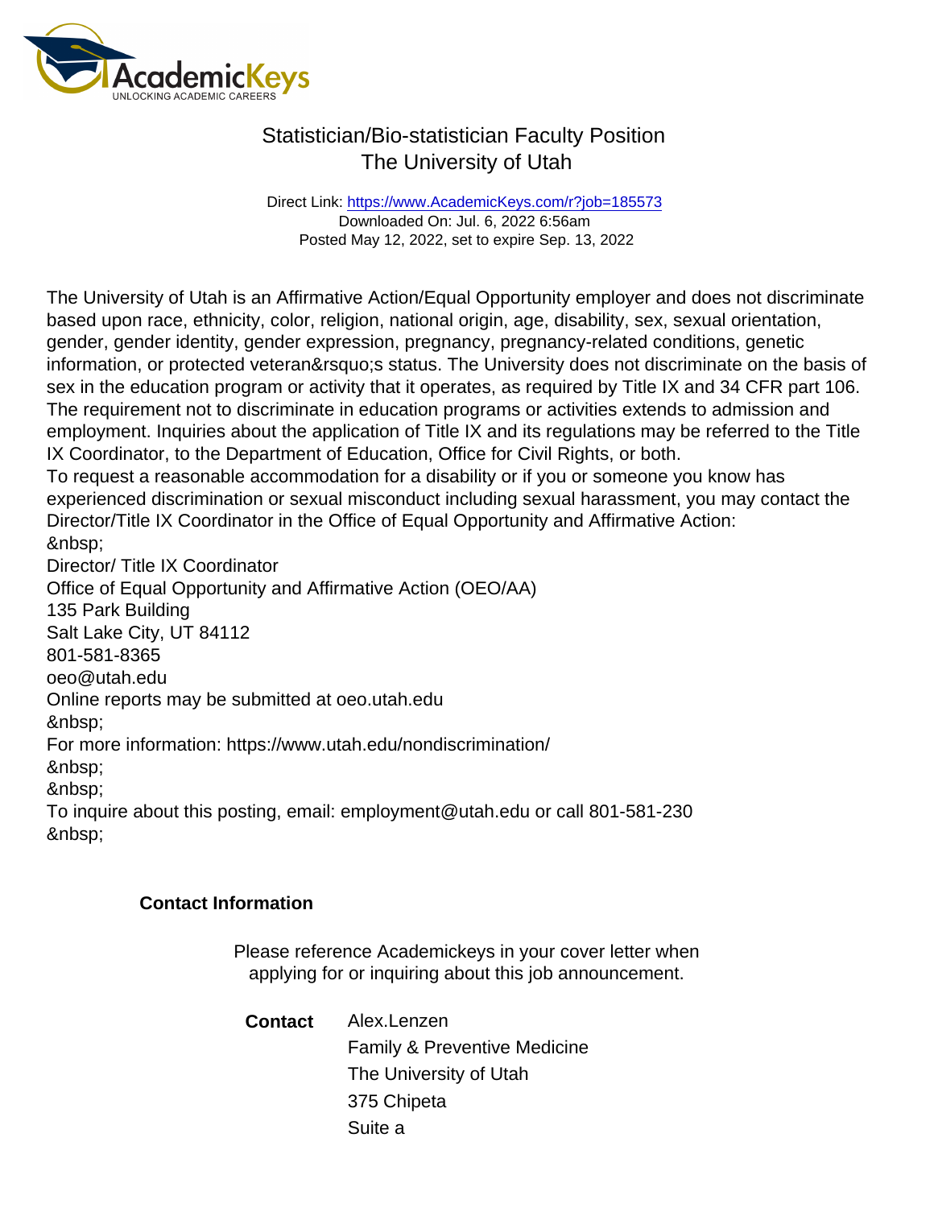# Statistician/Bio-statistician Faculty Position
## The University of Utah

Direct Link: https://www.AcademicKeys.com/r?job=185573
Downloaded On: Jul. 6, 2022 6:56am
Posted May 12, 2022, set to expire Sep. 13, 2022

The University of Utah is an Affirmative Action/Equal Opportunity employer and does not discriminate based upon race, ethnicity, color, religion, national origin, age, disability, sex, sexual orientation, gender, gender identity, gender expression, pregnancy, pregnancy-related conditions, genetic information, or protected veteran&rsquo;s status. The University does not discriminate on the basis of sex in the education program or activity that it operates, as required by Title IX and 34 CFR part 106. The requirement not to discriminate in education programs or activities extends to admission and employment. Inquiries about the application of Title IX and its regulations may be referred to the Title IX Coordinator, to the Department of Education, Office for Civil Rights, or both.
To request a reasonable accommodation for a disability or if you or someone you know has experienced discrimination or sexual misconduct including sexual harassment, you may contact the Director/Title IX Coordinator in the Office of Equal Opportunity and Affirmative Action:
&nbsp;
Director/ Title IX Coordinator
Office of Equal Opportunity and Affirmative Action (OEO/AA)
135 Park Building
Salt Lake City, UT 84112
801-581-8365
oeo@utah.edu
Online reports may be submitted at oeo.utah.edu
&nbsp;
For more information: https://www.utah.edu/nondiscrimination/
&nbsp;
&nbsp;
To inquire about this posting, email: employment@utah.edu or call 801-581-230
&nbsp;

### Contact Information

Please reference Academickeys in your cover letter when applying for or inquiring about this job announcement.

**Contact**
Alex.Lenzen
Family & Preventive Medicine
The University of Utah
375 Chipeta
Suite a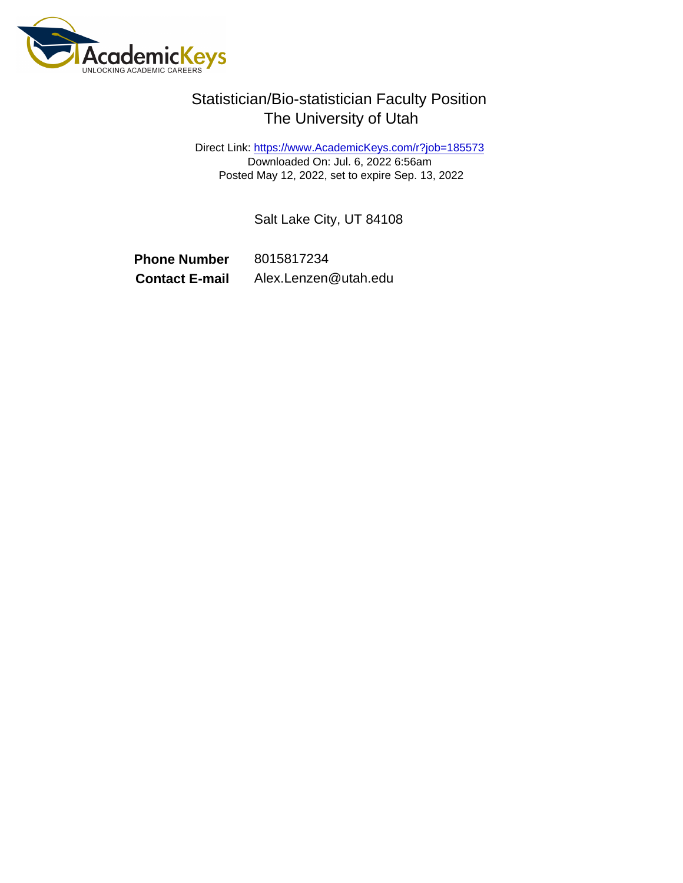# Statistician/Bio-statistician Faculty Position
## The University of Utah

Direct Link: https://www.AcademicKeys.com/r?job=185573
Downloaded On: Jul. 6, 2022 6:56am
Posted May 12, 2022, set to expire Sep. 13, 2022

Salt Lake City, UT 84108

| | |
|---|---|
| **Phone Number** | 8015817234 |
| **Contact E-mail** | Alex.Lenzen@utah.edu |